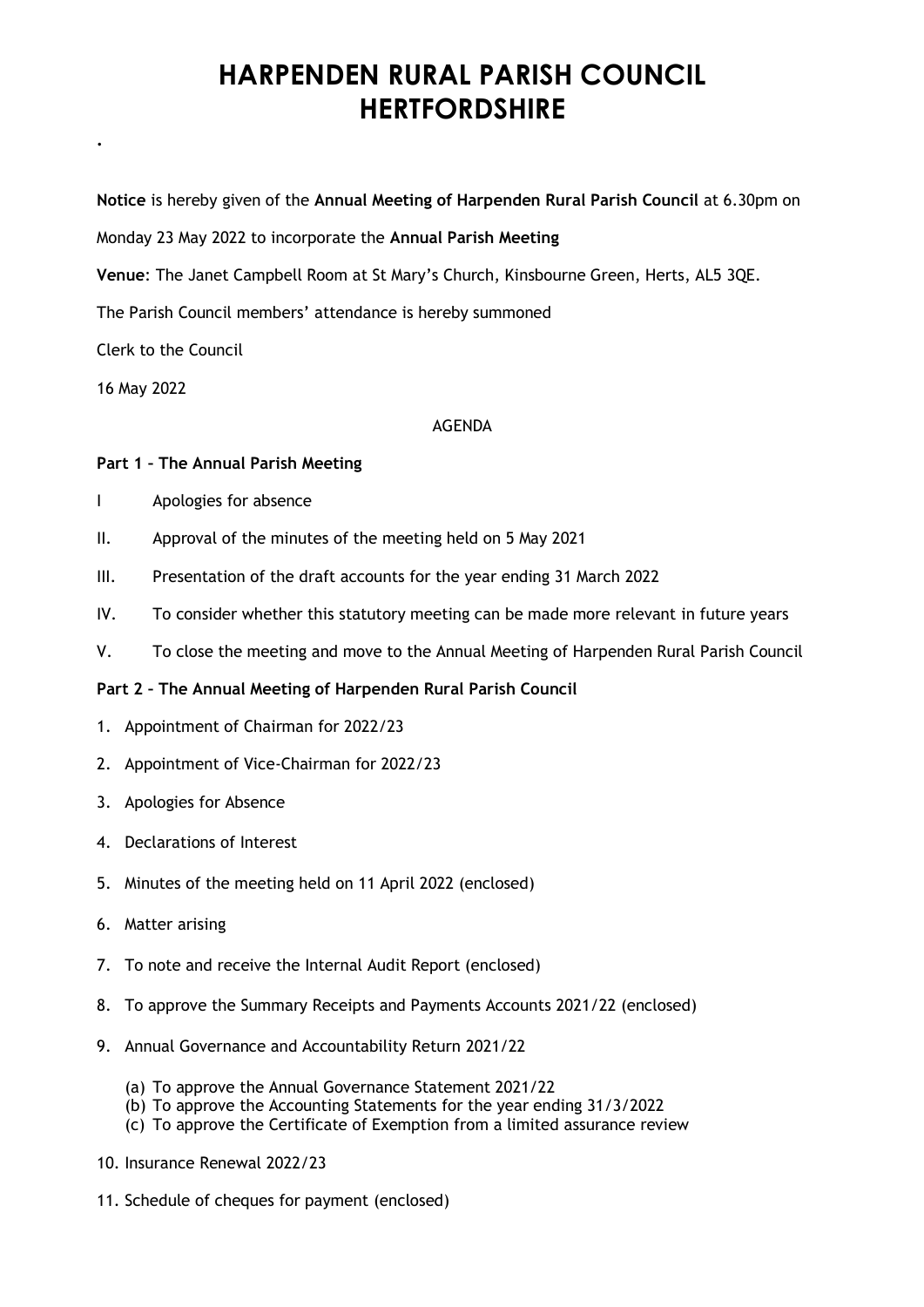# HARPENDEN RURAL PARISH COUNCIL
# HERTFORDSHIRE

.

**Notice** is hereby given of the **Annual Meeting of Harpenden Rural Parish Council** at 6.30pm on Monday 23 May 2022 to incorporate the **Annual Parish Meeting**

**Venue**: The Janet Campbell Room at St Mary's Church, Kinsbourne Green, Herts, AL5 3QE.

The Parish Council members' attendance is hereby summoned

Clerk to the Council

16 May 2022

AGENDA

**Part 1 – The Annual Parish Meeting**

I Apologies for absence

II. Approval of the minutes of the meeting held on 5 May 2021

III. Presentation of the draft accounts for the year ending 31 March 2022

IV. To consider whether this statutory meeting can be made more relevant in future years

V. To close the meeting and move to the Annual Meeting of Harpenden Rural Parish Council

**Part 2 – The Annual Meeting of Harpenden Rural Parish Council**

1. Appointment of Chairman for 2022/23
2. Appointment of Vice-Chairman for 2022/23
3. Apologies for Absence
4. Declarations of Interest
5. Minutes of the meeting held on 11 April 2022 (enclosed)
6. Matter arising
7. To note and receive the Internal Audit Report (enclosed)
8. To approve the Summary Receipts and Payments Accounts 2021/22 (enclosed)
9. Annual Governance and Accountability Return 2021/22
   (a) To approve the Annual Governance Statement 2021/22
   (b) To approve the Accounting Statements for the year ending 31/3/2022
   (c) To approve the Certificate of Exemption from a limited assurance review
10. Insurance Renewal 2022/23
11. Schedule of cheques for payment (enclosed)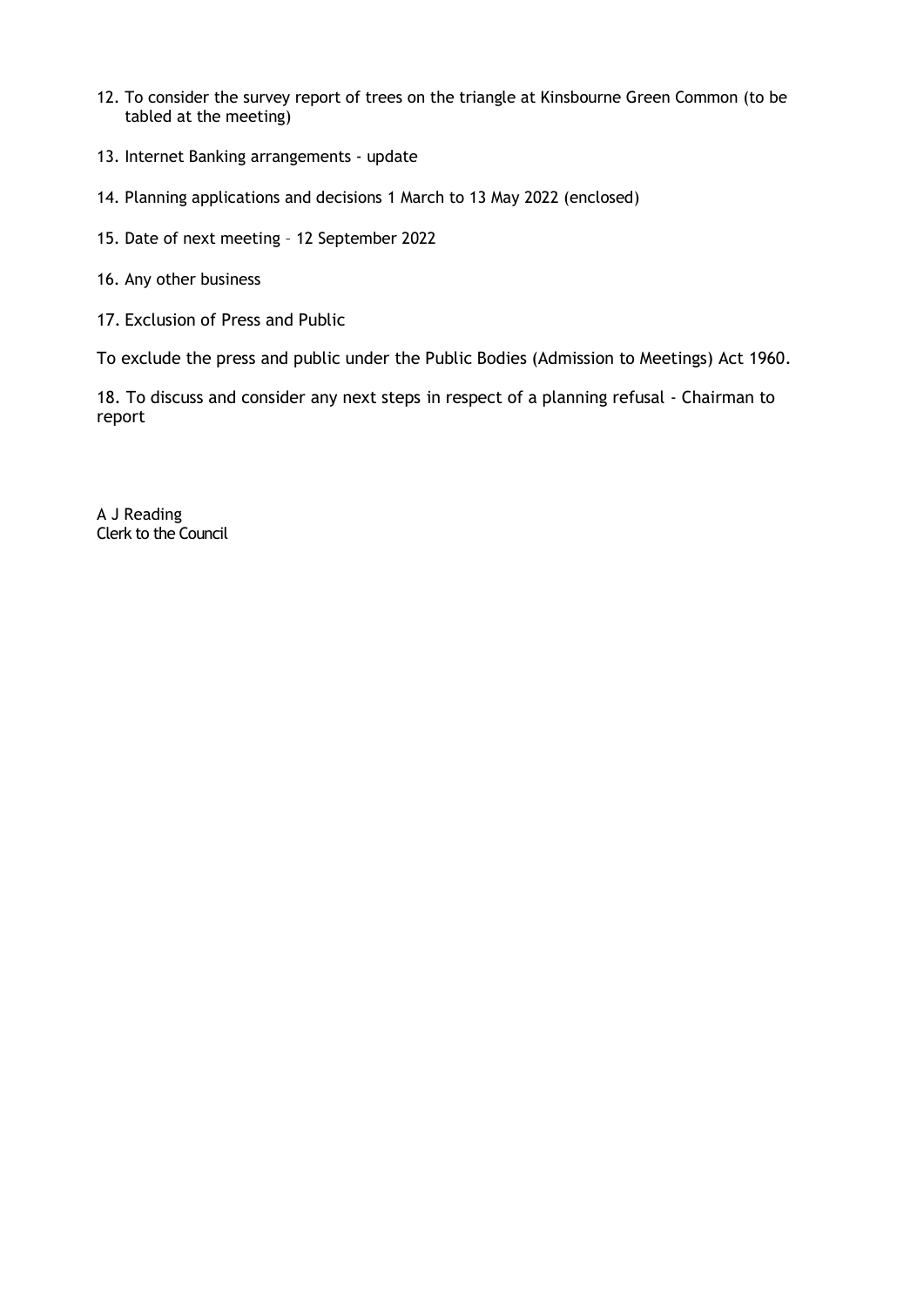12. To consider the survey report of trees on the triangle at Kinsbourne Green Common (to be tabled at the meeting)

13. Internet Banking arrangements - update

14. Planning applications and decisions 1 March to 13 May 2022 (enclosed)

15. Date of next meeting – 12 September 2022

16. Any other business

17. Exclusion of Press and Public

To exclude the press and public under the Public Bodies (Admission to Meetings) Act 1960.

18. To discuss and consider any next steps in respect of a planning refusal - Chairman to report

A J Reading
Clerk to the Council